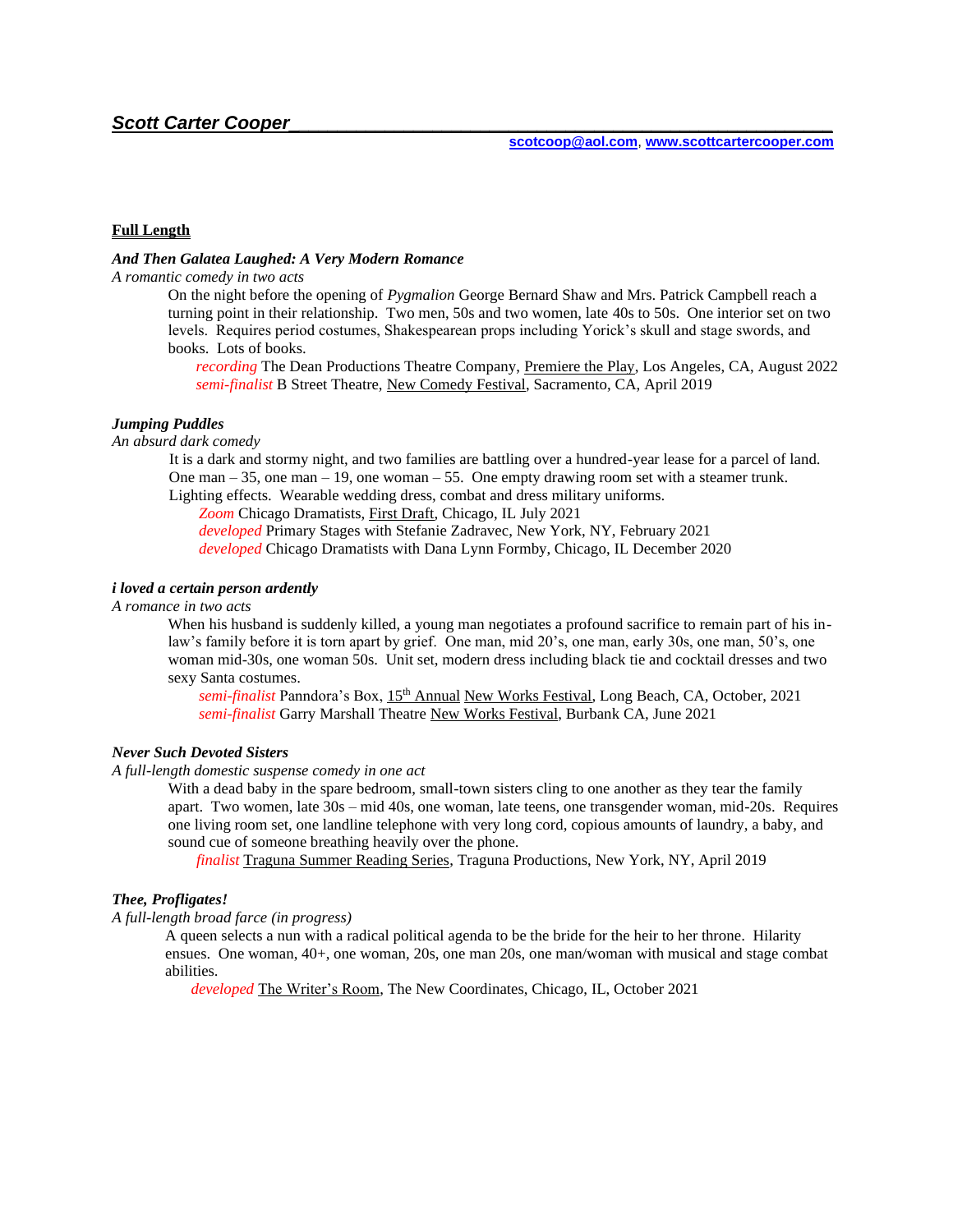***Scott Carter Cooper***

**scotcoop@aol.com**, **www.scottcartercooper.com**

## Full Length

***And Then Galatea Laughed: A Very Modern Romance***

*A romantic comedy in two acts*

On the night before the opening of *Pygmalion* George Bernard Shaw and Mrs. Patrick Campbell reach a turning point in their relationship. Two men, 50s and two women, late 40s to 50s. One interior set on two levels. Requires period costumes, Shakespearean props including Yorick's skull and stage swords, and books. Lots of books.

*recording* The Dean Productions Theatre Company, Premiere the Play, Los Angeles, CA, August 2022
*semi-finalist* B Street Theatre, New Comedy Festival, Sacramento, CA, April 2019

***Jumping Puddles***

*An absurd dark comedy*

It is a dark and stormy night, and two families are battling over a hundred-year lease for a parcel of land. One man – 35, one man – 19, one woman – 55. One empty drawing room set with a steamer trunk. Lighting effects. Wearable wedding dress, combat and dress military uniforms.

*Zoom* Chicago Dramatists, First Draft, Chicago, IL July 2021
*developed* Primary Stages with Stefanie Zadravec, New York, NY, February 2021
*developed* Chicago Dramatists with Dana Lynn Formby, Chicago, IL December 2020

***i loved a certain person ardently***

*A romance in two acts*

When his husband is suddenly killed, a young man negotiates a profound sacrifice to remain part of his in-law's family before it is torn apart by grief. One man, mid 20's, one man, early 30s, one man, 50's, one woman mid-30s, one woman 50s. Unit set, modern dress including black tie and cocktail dresses and two sexy Santa costumes.

*semi-finalist* Panndora's Box, 15th Annual New Works Festival, Long Beach, CA, October, 2021
*semi-finalist* Garry Marshall Theatre New Works Festival, Burbank CA, June 2021

***Never Such Devoted Sisters***

*A full-length domestic suspense comedy in one act*

With a dead baby in the spare bedroom, small-town sisters cling to one another as they tear the family apart. Two women, late 30s – mid 40s, one woman, late teens, one transgender woman, mid-20s. Requires one living room set, one landline telephone with very long cord, copious amounts of laundry, a baby, and sound cue of someone breathing heavily over the phone.

*finalist* Traguna Summer Reading Series, Traguna Productions, New York, NY, April 2019

***Thee, Profligates!***

*A full-length broad farce (in progress)*

A queen selects a nun with a radical political agenda to be the bride for the heir to her throne. Hilarity ensues. One woman, 40+, one woman, 20s, one man 20s, one man/woman with musical and stage combat abilities.

*developed* The Writer's Room, The New Coordinates, Chicago, IL, October 2021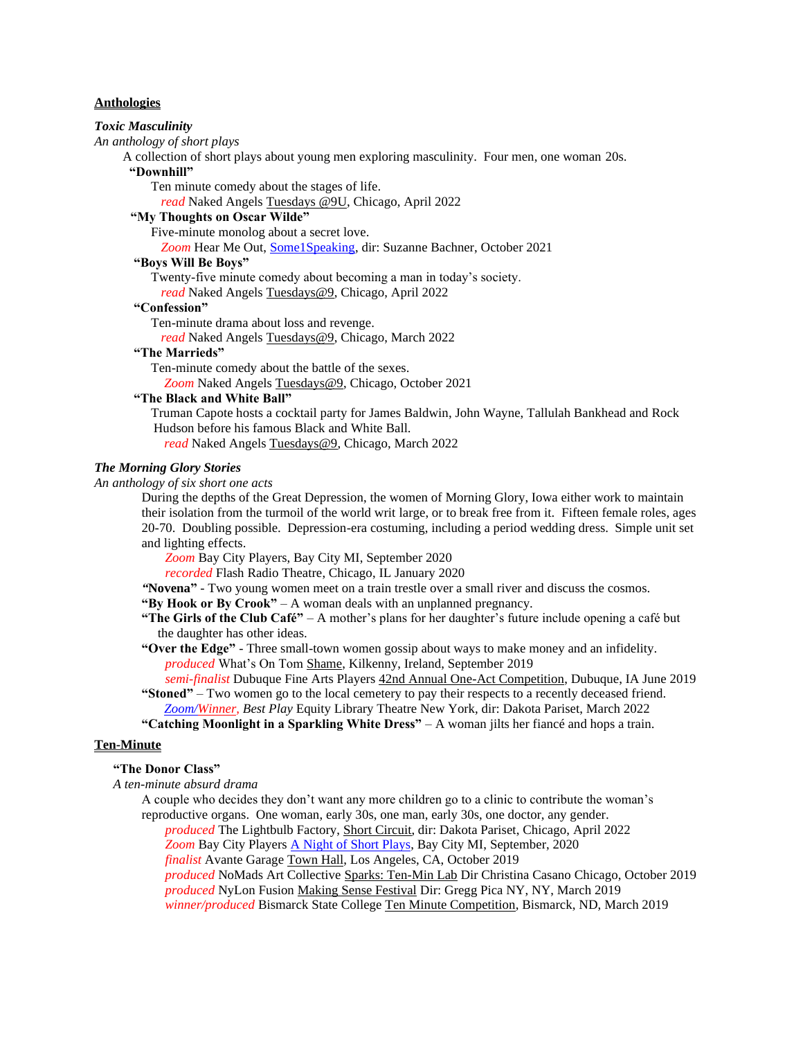## Anthologies

***Toxic Masculinity***

*An anthology of short plays*

A collection of short plays about young men exploring masculinity. Four men, one woman 20s.

**"Downhill"**

Ten minute comedy about the stages of life.

*read* Naked Angels Tuesdays @9U, Chicago, April 2022

**"My Thoughts on Oscar Wilde"**

Five-minute monolog about a secret love.

*Zoom* Hear Me Out, Some1Speaking, dir: Suzanne Bachner, October 2021

**"Boys Will Be Boys"**

Twenty-five minute comedy about becoming a man in today's society.

*read* Naked Angels Tuesdays@9, Chicago, April 2022

**"Confession"**

Ten-minute drama about loss and revenge.

*read* Naked Angels Tuesdays@9, Chicago, March 2022

**"The Marrieds"**

Ten-minute comedy about the battle of the sexes.

*Zoom* Naked Angels Tuesdays@9, Chicago, October 2021

**"The Black and White Ball"**

Truman Capote hosts a cocktail party for James Baldwin, John Wayne, Tallulah Bankhead and Rock Hudson before his famous Black and White Ball.

*read* Naked Angels Tuesdays@9, Chicago, March 2022

***The Morning Glory Stories***

*An anthology of six short one acts*

During the depths of the Great Depression, the women of Morning Glory, Iowa either work to maintain their isolation from the turmoil of the world writ large, or to break free from it. Fifteen female roles, ages 20-70. Doubling possible. Depression-era costuming, including a period wedding dress. Simple unit set and lighting effects.

*Zoom* Bay City Players, Bay City MI, September 2020

*recorded* Flash Radio Theatre, Chicago, IL January 2020

**"Novena"** - Two young women meet on a train trestle over a small river and discuss the cosmos.

**"By Hook or By Crook"** – A woman deals with an unplanned pregnancy.

**"The Girls of the Club Café"** – A mother's plans for her daughter's future include opening a café but the daughter has other ideas.

**"Over the Edge"** - Three small-town women gossip about ways to make money and an infidelity.

*produced* What's On Tom Shame, Kilkenny, Ireland, September 2019

*semi-finalist* Dubuque Fine Arts Players 42nd Annual One-Act Competition, Dubuque, IA June 2019

**"Stoned"** – Two women go to the local cemetery to pay their respects to a recently deceased friend.

*Zoom/Winner, Best Play* Equity Library Theatre New York, dir: Dakota Pariset, March 2022

**"Catching Moonlight in a Sparkling White Dress"** – A woman jilts her fiancé and hops a train.

## Ten-Minute

**"The Donor Class"**

*A ten-minute absurd drama*

A couple who decides they don't want any more children go to a clinic to contribute the woman's reproductive organs. One woman, early 30s, one man, early 30s, one doctor, any gender.

*produced* The Lightbulb Factory, Short Circuit, dir: Dakota Pariset, Chicago, April 2022

*Zoom* Bay City Players A Night of Short Plays, Bay City MI, September, 2020

*finalist* Avante Garage Town Hall, Los Angeles, CA, October 2019

*produced* NoMads Art Collective Sparks: Ten-Min Lab Dir Christina Casano Chicago, October 2019

*produced* NyLon Fusion Making Sense Festival Dir: Gregg Pica NY, NY, March 2019

*winner/produced* Bismarck State College Ten Minute Competition, Bismarck, ND, March 2019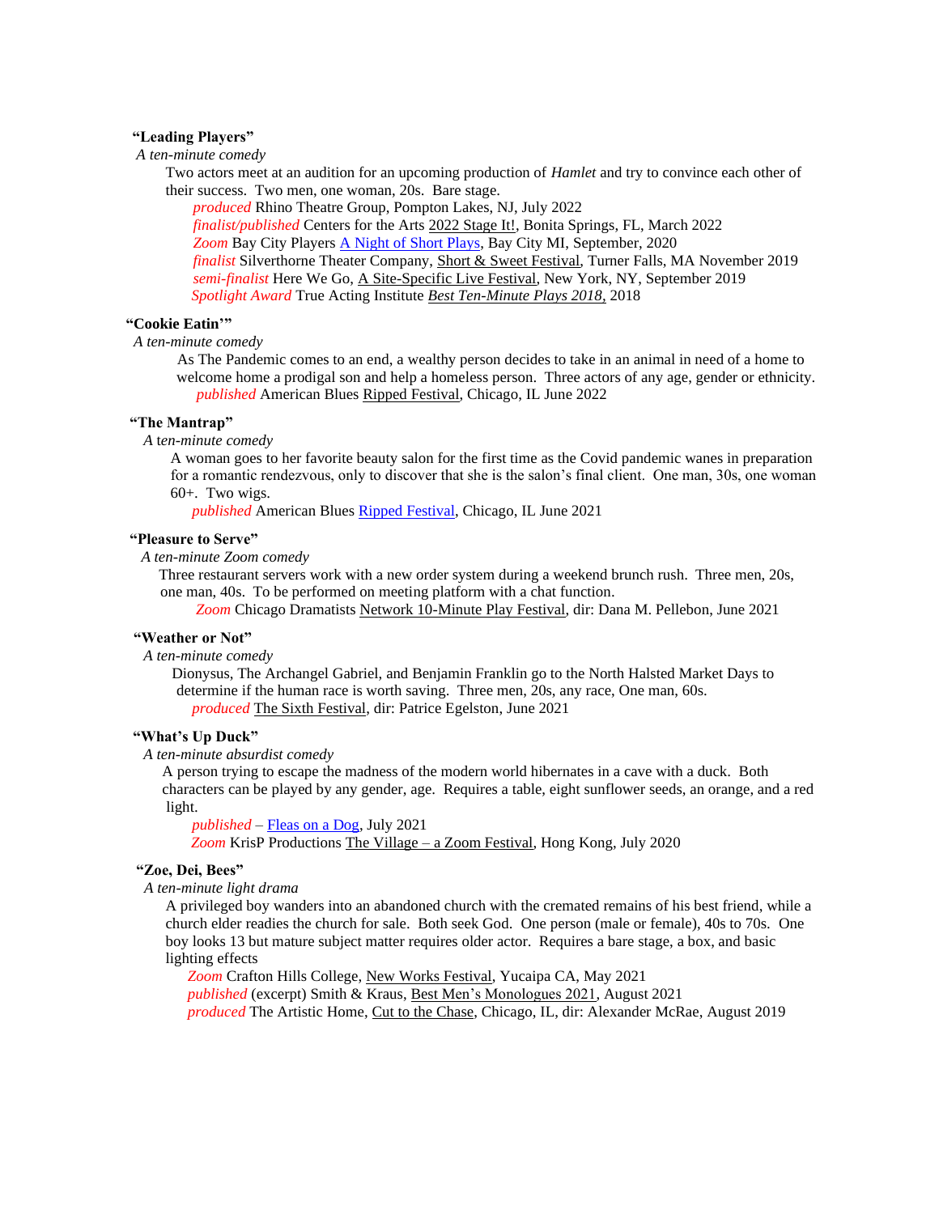**"Leading Players"**

*A ten-minute comedy*

Two actors meet at an audition for an upcoming production of *Hamlet* and try to convince each other of their success. Two men, one woman, 20s. Bare stage.

*produced* Rhino Theatre Group, Pompton Lakes, NJ, July 2022
*finalist/published* Centers for the Arts 2022 Stage It!, Bonita Springs, FL, March 2022
*Zoom* Bay City Players A Night of Short Plays, Bay City MI, September, 2020
*finalist* Silverthorne Theater Company, Short & Sweet Festival, Turner Falls, MA November 2019
*semi-finalist* Here We Go, A Site-Specific Live Festival, New York, NY, September 2019
*Spotlight Award* True Acting Institute *Best Ten-Minute Plays 2018*, 2018

**"Cookie Eatin'"**

*A ten-minute comedy*

As The Pandemic comes to an end, a wealthy person decides to take in an animal in need of a home to welcome home a prodigal son and help a homeless person. Three actors of any age, gender or ethnicity.

*published* American Blues Ripped Festival, Chicago, IL June 2022

**"The Mantrap"**

*A ten-minute comedy*

A woman goes to her favorite beauty salon for the first time as the Covid pandemic wanes in preparation for a romantic rendezvous, only to discover that she is the salon's final client. One man, 30s, one woman 60+. Two wigs.

*published* American Blues Ripped Festival, Chicago, IL June 2021

**"Pleasure to Serve"**

*A ten-minute Zoom comedy*

Three restaurant servers work with a new order system during a weekend brunch rush. Three men, 20s, one man, 40s. To be performed on meeting platform with a chat function.

*Zoom* Chicago Dramatists Network 10-Minute Play Festival, dir: Dana M. Pellebon, June 2021

**"Weather or Not"**

*A ten-minute comedy*

Dionysus, The Archangel Gabriel, and Benjamin Franklin go to the North Halsted Market Days to determine if the human race is worth saving. Three men, 20s, any race, One man, 60s.

*produced* The Sixth Festival, dir: Patrice Egelston, June 2021

**"What's Up Duck"**

*A ten-minute absurdist comedy*

A person trying to escape the madness of the modern world hibernates in a cave with a duck. Both characters can be played by any gender, age. Requires a table, eight sunflower seeds, an orange, and a red light.

*published* – Fleas on a Dog, July 2021
*Zoom* KrisP Productions The Village – a Zoom Festival, Hong Kong, July 2020

**"Zoe, Dei, Bees"**

*A ten-minute light drama*

A privileged boy wanders into an abandoned church with the cremated remains of his best friend, while a church elder readies the church for sale. Both seek God. One person (male or female), 40s to 70s. One boy looks 13 but mature subject matter requires older actor. Requires a bare stage, a box, and basic lighting effects

*Zoom* Crafton Hills College, New Works Festival, Yucaipa CA, May 2021
*published* (excerpt) Smith & Kraus, Best Men's Monologues 2021, August 2021
*produced* The Artistic Home, Cut to the Chase, Chicago, IL, dir: Alexander McRae, August 2019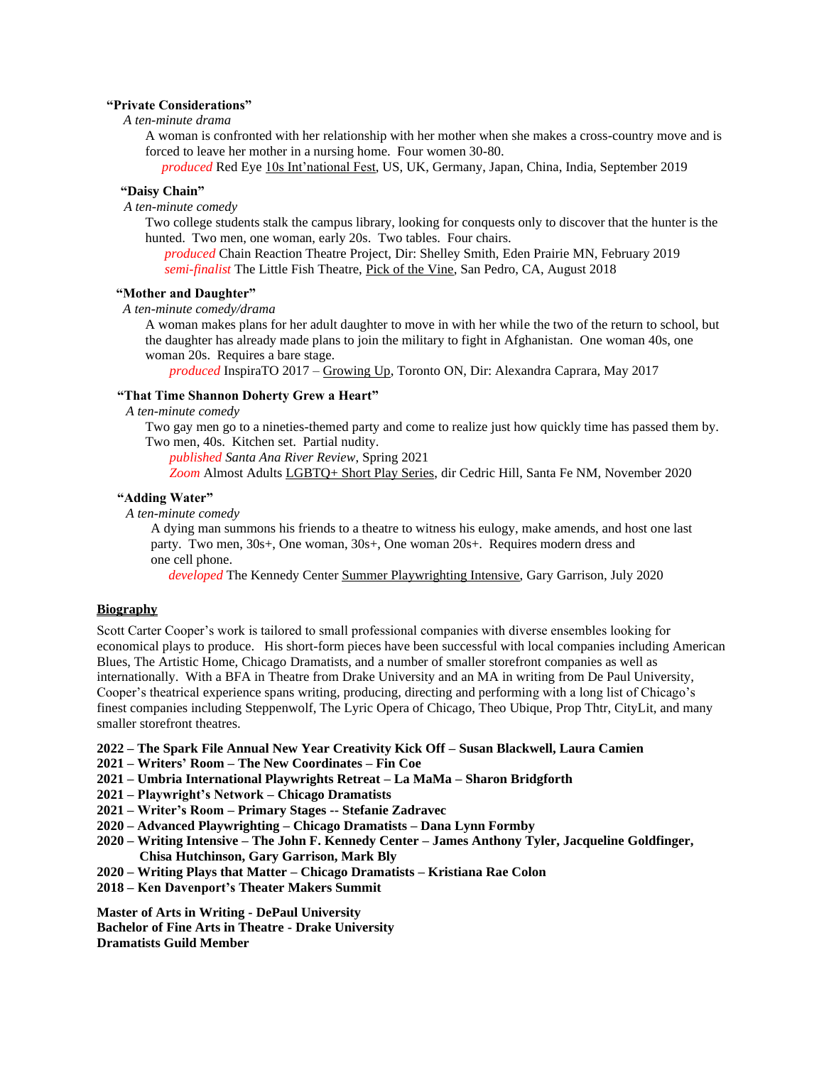**"Private Considerations"**

*A ten-minute drama*

A woman is confronted with her relationship with her mother when she makes a cross-country move and is forced to leave her mother in a nursing home. Four women 30-80.

*produced* Red Eye 10s Int'national Fest, US, UK, Germany, Japan, China, India, September 2019

**"Daisy Chain"**

*A ten-minute comedy*

Two college students stalk the campus library, looking for conquests only to discover that the hunter is the hunted. Two men, one woman, early 20s. Two tables. Four chairs.

*produced* Chain Reaction Theatre Project, Dir: Shelley Smith, Eden Prairie MN, February 2019

*semi-finalist* The Little Fish Theatre, Pick of the Vine, San Pedro, CA, August 2018

**"Mother and Daughter"**

*A ten-minute comedy/drama*

A woman makes plans for her adult daughter to move in with her while the two of the return to school, but the daughter has already made plans to join the military to fight in Afghanistan. One woman 40s, one woman 20s. Requires a bare stage.

*produced* InspiraTO 2017 – Growing Up, Toronto ON, Dir: Alexandra Caprara, May 2017

**"That Time Shannon Doherty Grew a Heart"**

*A ten-minute comedy*

Two gay men go to a nineties-themed party and come to realize just how quickly time has passed them by. Two men, 40s. Kitchen set. Partial nudity.

*published Santa Ana River Review,* Spring 2021

*Zoom* Almost Adults LGBTQ+ Short Play Series, dir Cedric Hill, Santa Fe NM, November 2020

**"Adding Water"**

*A ten-minute comedy*

A dying man summons his friends to a theatre to witness his eulogy, make amends, and host one last party. Two men, 30s+, One woman, 30s+, One woman 20s+. Requires modern dress and one cell phone.

*developed* The Kennedy Center Summer Playwrighting Intensive, Gary Garrison, July 2020

## Biography

Scott Carter Cooper's work is tailored to small professional companies with diverse ensembles looking for economical plays to produce. His short-form pieces have been successful with local companies including American Blues, The Artistic Home, Chicago Dramatists, and a number of smaller storefront companies as well as internationally. With a BFA in Theatre from Drake University and an MA in writing from De Paul University, Cooper's theatrical experience spans writing, producing, directing and performing with a long list of Chicago's finest companies including Steppenwolf, The Lyric Opera of Chicago, Theo Ubique, Prop Thtr, CityLit, and many smaller storefront theatres.

**2022 – The Spark File Annual New Year Creativity Kick Off – Susan Blackwell, Laura Camien**
**2021 – Writers' Room – The New Coordinates – Fin Coe**
**2021 – Umbria International Playwrights Retreat – La MaMa – Sharon Bridgforth**
**2021 – Playwright's Network – Chicago Dramatists**
**2021 – Writer's Room – Primary Stages -- Stefanie Zadravec**
**2020 – Advanced Playwrighting – Chicago Dramatists – Dana Lynn Formby**
**2020 – Writing Intensive – The John F. Kennedy Center – James Anthony Tyler, Jacqueline Goldfinger, Chisa Hutchinson, Gary Garrison, Mark Bly**
**2020 – Writing Plays that Matter – Chicago Dramatists – Kristiana Rae Colon**
**2018 – Ken Davenport's Theater Makers Summit**

**Master of Arts in Writing - DePaul University**
**Bachelor of Fine Arts in Theatre - Drake University**
**Dramatists Guild Member**